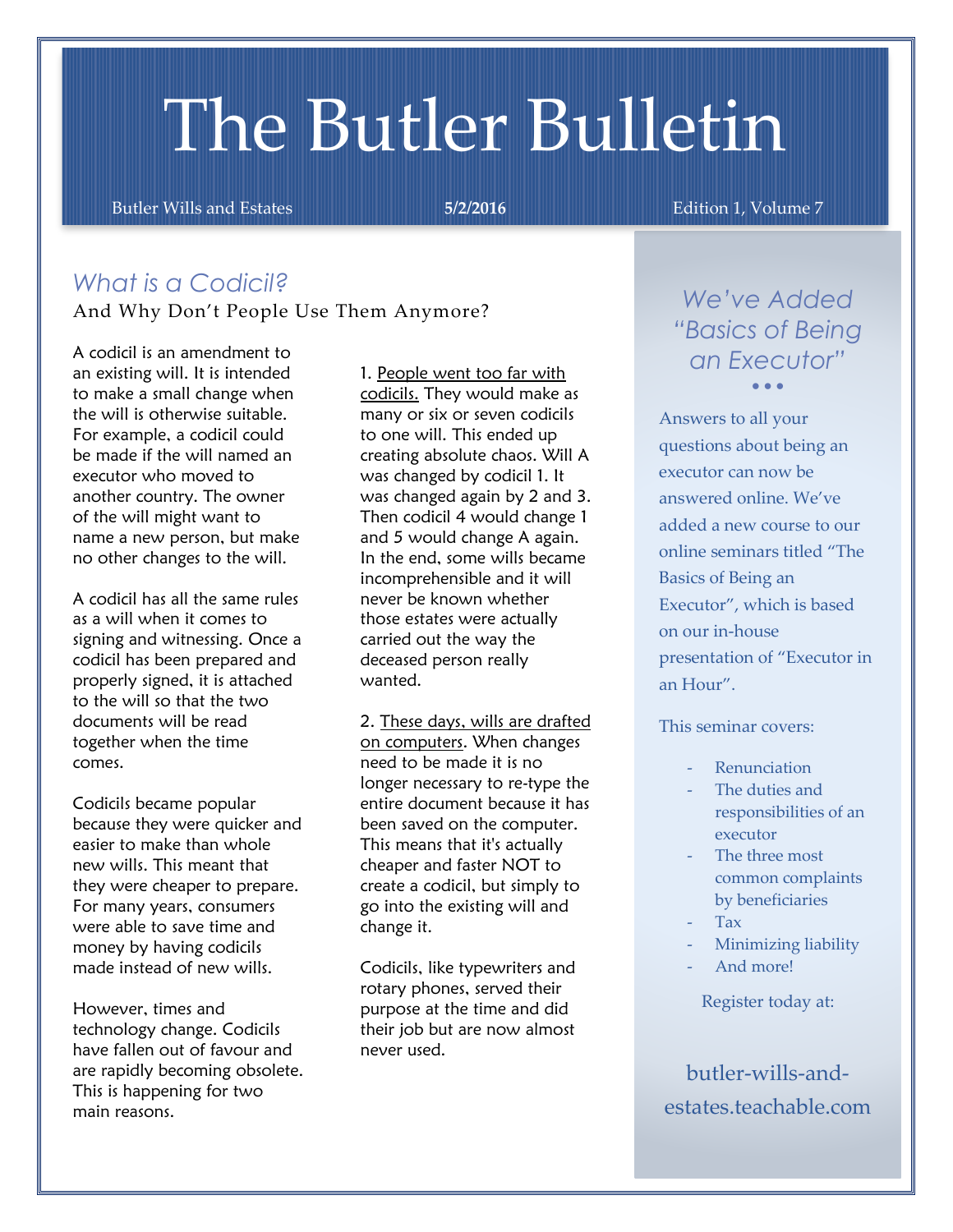# The Butler Bulletin

Butler Wills and Estates | **5/2/2016** | Edition 1, Volume 7

## *What is a Codicil?*

### And Why Don't People Use Them Anymore?

A codicil is an amendment to an existing will. It is intended to make a small change when the will is otherwise suitable. For example, a codicil could be made if the will named an executor who moved to another country. The owner of the will might want to name a new person, but make no other changes to the will.

A codicil has all the same rules as a will when it comes to signing and witnessing. Once a codicil has been prepared and properly signed, it is attached to the will so that the two documents will be read together when the time comes.

Codicils became popular because they were quicker and easier to make than whole new wills. This meant that they were cheaper to prepare. For many years, consumers were able to save time and money by having codicils made instead of new wills.

However, times and technology change. Codicils have fallen out of favour and are rapidly becoming obsolete. This is happening for two main reasons.

1. <u>People went too far with codicils.</u> They would make as many or six or seven codicils to one will. This ended up creating absolute chaos. Will A was changed by codicil 1. It was changed again by 2 and 3. Then codicil 4 would change 1 and 5 would change A again. In the end, some wills became incomprehensible and it will never be known whether those estates were actually carried out the way the deceased person really wanted.

2. <u>These days, wills are drafted on computers</u>. When changes need to be made it is no longer necessary to re-type the entire document because it has been saved on the computer. This means that it's actually cheaper and faster NOT to create a codicil, but simply to go into the existing will and change it.

Codicils, like typewriters and rotary phones, served their purpose at the time and did their job but are now almost never used.

## *We've Added "Basics of Being an Executor"*

Answers to all your questions about being an executor can now be answered online. We've added a new course to our online seminars titled "The Basics of Being an Executor", which is based on our in-house presentation of "Executor in an Hour".

This seminar covers:

- Renunciation
- The duties and responsibilities of an executor
- The three most common complaints by beneficiaries
- Tax
- Minimizing liability
- And more!

Register today at:

butler-wills-and-estates.teachable.com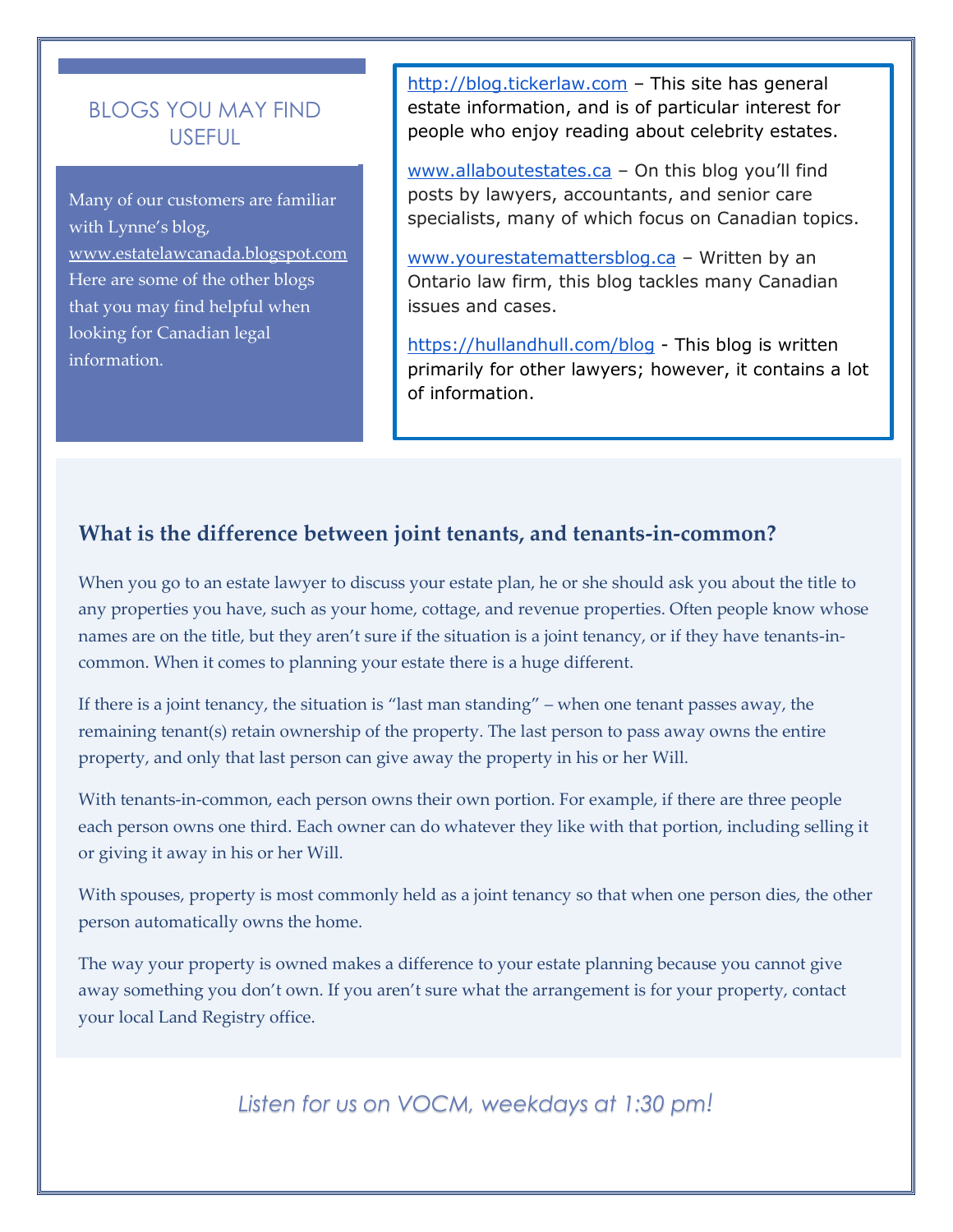## BLOGS YOU MAY FIND USEFUL

Many of our customers are familiar with Lynne's blog, www.estatelawcanada.blogspot.com Here are some of the other blogs that you may find helpful when looking for Canadian legal information.

http://blog.tickerlaw.com – This site has general estate information, and is of particular interest for people who enjoy reading about celebrity estates.

www.allaboutestates.ca – On this blog you'll find posts by lawyers, accountants, and senior care specialists, many of which focus on Canadian topics.

www.yourestatemattersblog.ca – Written by an Ontario law firm, this blog tackles many Canadian issues and cases.

https://hullandhull.com/blog - This blog is written primarily for other lawyers; however, it contains a lot of information.

### What is the difference between joint tenants, and tenants-in-common?

When you go to an estate lawyer to discuss your estate plan, he or she should ask you about the title to any properties you have, such as your home, cottage, and revenue properties. Often people know whose names are on the title, but they aren't sure if the situation is a joint tenancy, or if they have tenants-in-common. When it comes to planning your estate there is a huge different.

If there is a joint tenancy, the situation is "last man standing" – when one tenant passes away, the remaining tenant(s) retain ownership of the property. The last person to pass away owns the entire property, and only that last person can give away the property in his or her Will.

With tenants-in-common, each person owns their own portion. For example, if there are three people each person owns one third. Each owner can do whatever they like with that portion, including selling it or giving it away in his or her Will.

With spouses, property is most commonly held as a joint tenancy so that when one person dies, the other person automatically owns the home.

The way your property is owned makes a difference to your estate planning because you cannot give away something you don't own. If you aren't sure what the arrangement is for your property, contact your local Land Registry office.

*Listen for us on VOCM, weekdays at 1:30 pm!*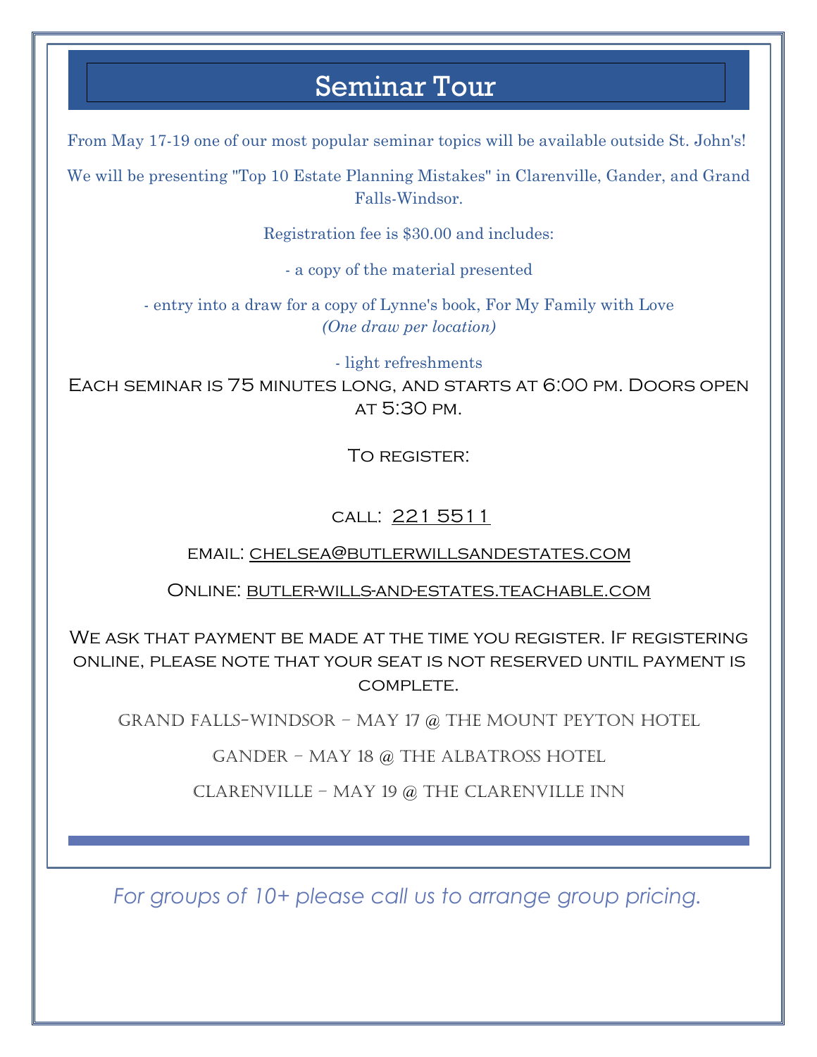# Seminar Tour

From May 17-19 one of our most popular seminar topics will be available outside St. John's!

We will be presenting "Top 10 Estate Planning Mistakes" in Clarenville, Gander, and Grand Falls-Windsor.

Registration fee is $30.00 and includes:

- a copy of the material presented
- entry into a draw for a copy of Lynne's book, For My Family with Love *(One draw per location)*
- light refreshments

Each seminar is 75 minutes long, and starts at 6:00 pm. Doors open at 5:30 pm.

To register:

call: 221 5511

email: chelsea@butlerwillsandestates.com

Online: butler-wills-and-estates.teachable.com

We ask that payment be made at the time you register. If registering online, please note that your seat is not reserved until payment is complete.

Grand Falls-Windsor – May 17 @ The Mount Peyton Hotel

Gander – May 18 @ The Albatross Hotel

Clarenville – May 19 @ The Clarenville Inn

*For groups of 10+ please call us to arrange group pricing.*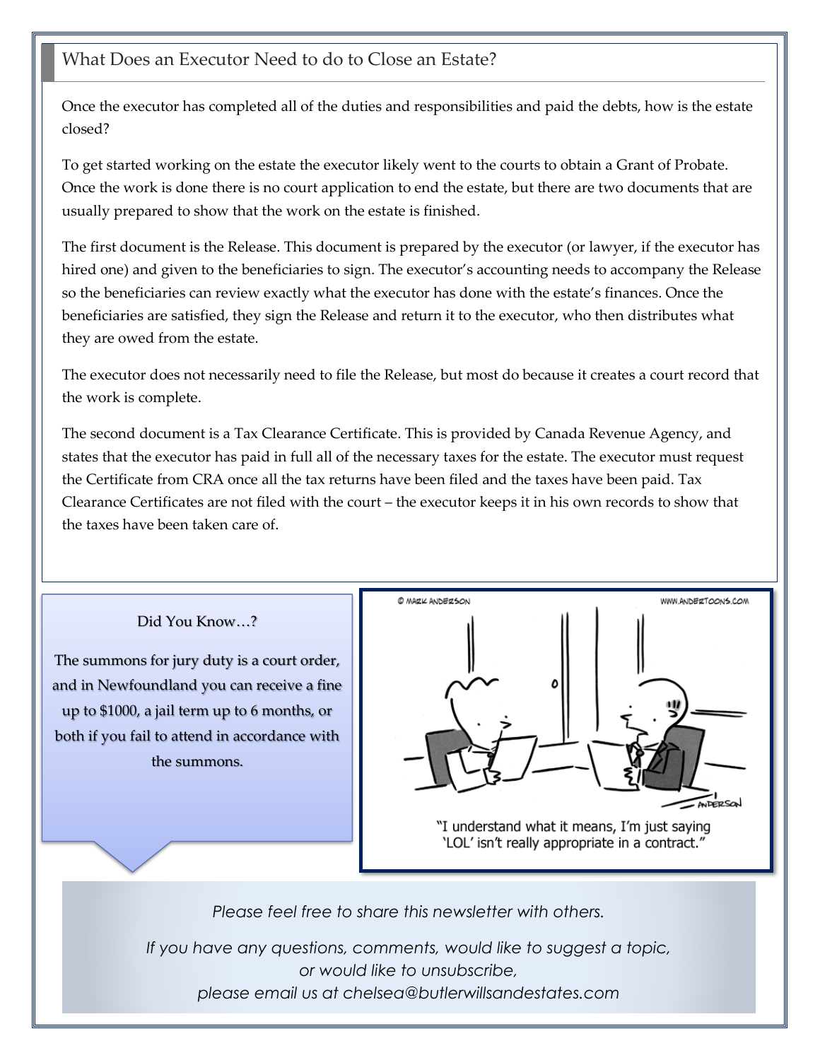## What Does an Executor Need to do to Close an Estate?

Once the executor has completed all of the duties and responsibilities and paid the debts, how is the estate closed?

To get started working on the estate the executor likely went to the courts to obtain a Grant of Probate. Once the work is done there is no court application to end the estate, but there are two documents that are usually prepared to show that the work on the estate is finished.

The first document is the Release. This document is prepared by the executor (or lawyer, if the executor has hired one) and given to the beneficiaries to sign. The executor's accounting needs to accompany the Release so the beneficiaries can review exactly what the executor has done with the estate's finances. Once the beneficiaries are satisfied, they sign the Release and return it to the executor, who then distributes what they are owed from the estate.

The executor does not necessarily need to file the Release, but most do because it creates a court record that the work is complete.

The second document is a Tax Clearance Certificate. This is provided by Canada Revenue Agency, and states that the executor has paid in full all of the necessary taxes for the estate. The executor must request the Certificate from CRA once all the tax returns have been filed and the taxes have been paid. Tax Clearance Certificates are not filed with the court – the executor keeps it in his own records to show that the taxes have been taken care of.

**Did You Know…?**

The summons for jury duty is a court order, and in Newfoundland you can receive a fine up to $1000, a jail term up to 6 months, or both if you fail to attend in accordance with the summons.

"I understand what it means, I'm just saying 'LOL' isn't really appropriate in a contract."

*Please feel free to share this newsletter with others.*

*If you have any questions, comments, would like to suggest a topic, or would like to unsubscribe, please email us at chelsea@butlerwillsandestates.com*